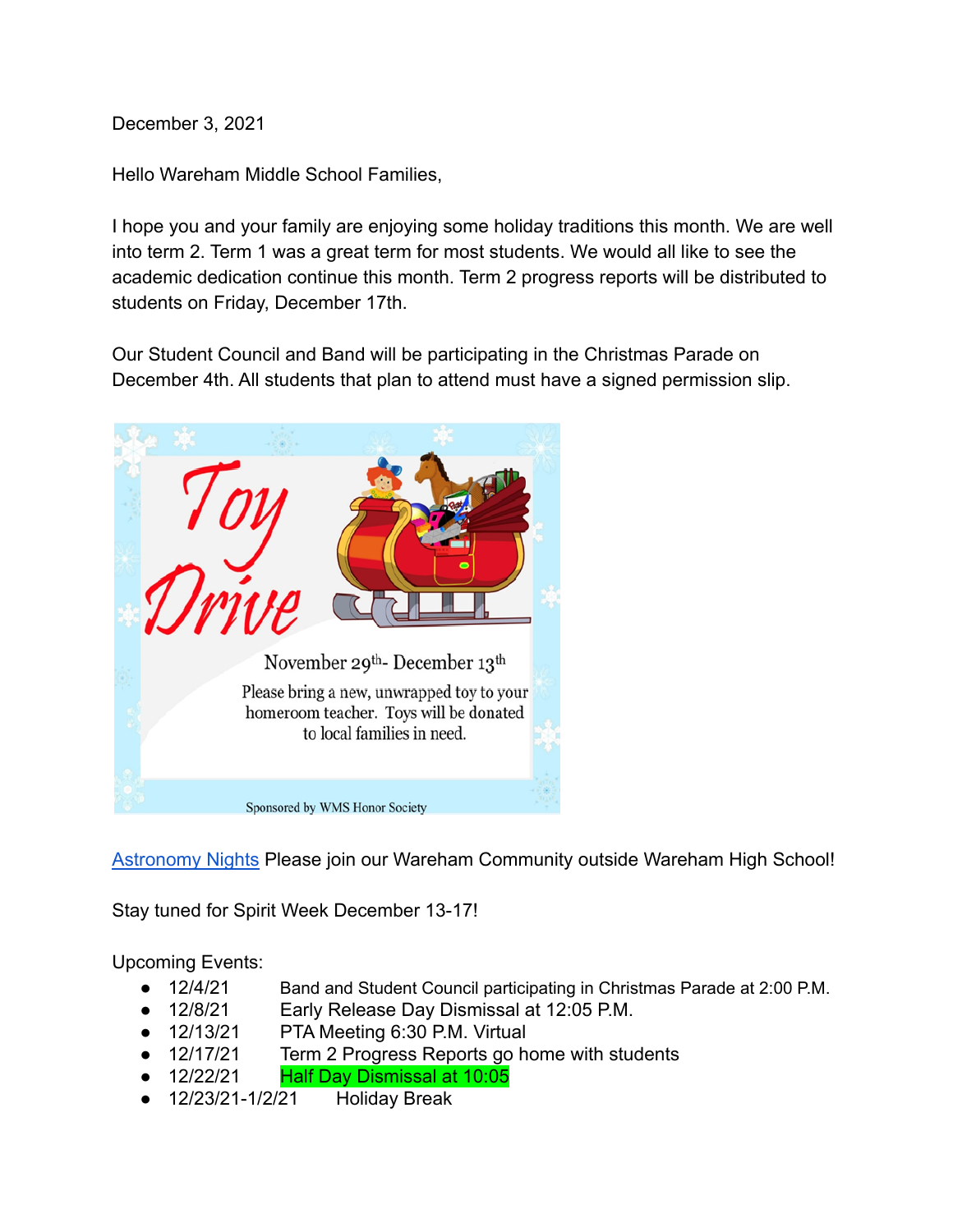December 3, 2021

Hello Wareham Middle School Families,

I hope you and your family are enjoying some holiday traditions this month. We are well into term 2. Term 1 was a great term for most students. We would all like to see the academic dedication continue this month. Term 2 progress reports will be distributed to students on Friday, December 17th.

Our Student Council and Band will be participating in the Christmas Parade on December 4th. All students that plan to attend must have a signed permission slip.

Toy Drive

November 29th- December 13th

Please bring a new, unwrapped toy to your homeroom teacher. Toys will be donated to local families in need.

Sponsored by WMS Honor Society

Astronomy Nights Please join our Wareham Community outside Wareham High School!

Stay tuned for Spirit Week December 13-17!

Upcoming Events:

- 12/4/21 Band and Student Council participating in Christmas Parade at 2:00 P.M.
- 12/8/21 Early Release Day Dismissal at 12:05 P.M.
- 12/13/21 PTA Meeting 6:30 P.M. Virtual
- 12/17/21 Term 2 Progress Reports go home with students
- 12/22/21 Half Day Dismissal at 10:05
- 12/23/21-1/2/21 Holiday Break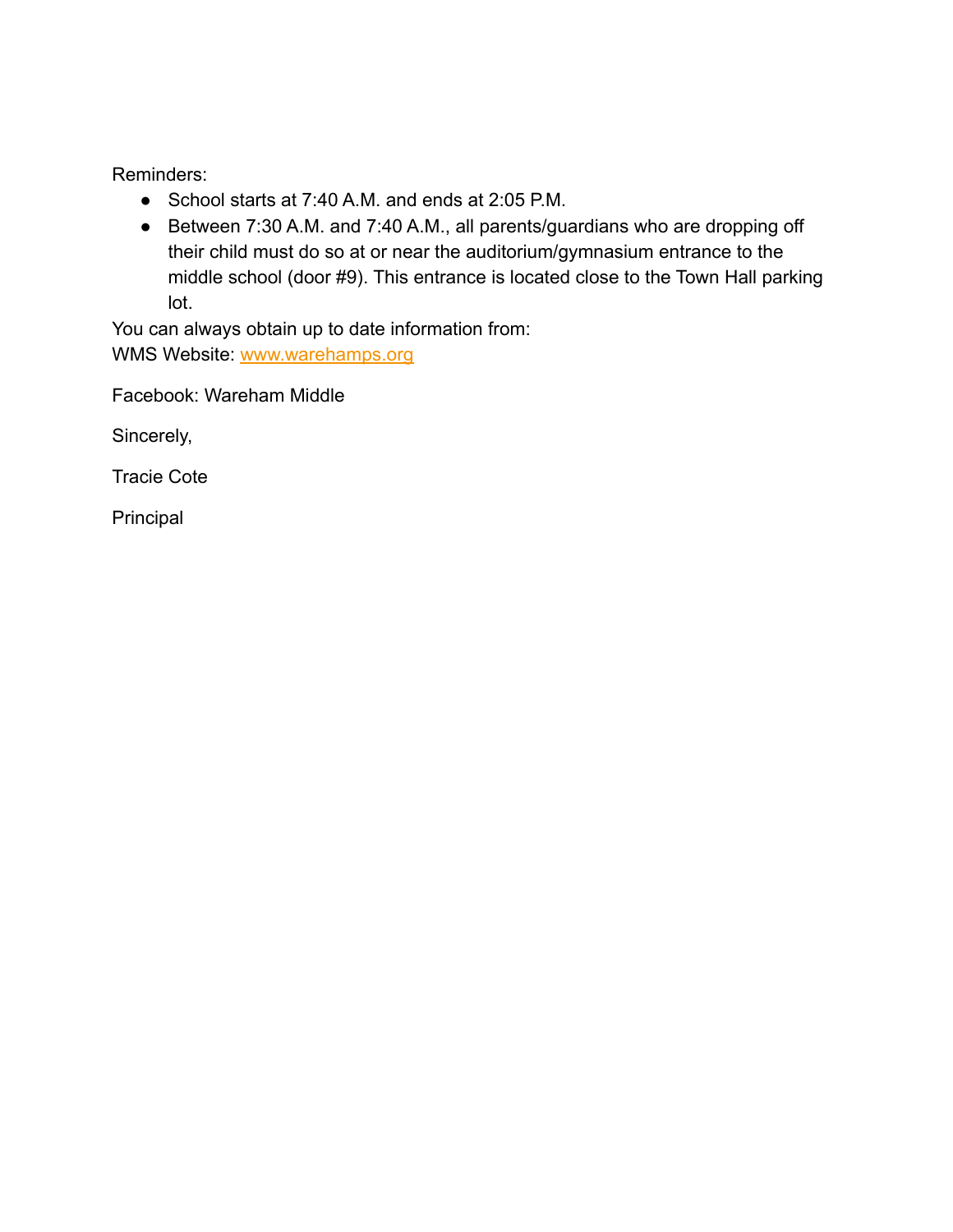Reminders:

- School starts at 7:40 A.M. and ends at 2:05 P.M.
- Between 7:30 A.M. and 7:40 A.M., all parents/guardians who are dropping off their child must do so at or near the auditorium/gymnasium entrance to the middle school (door #9). This entrance is located close to the Town Hall parking lot.

You can always obtain up to date information from:
WMS Website: [www.warehamps.org](http://www.warehamps.org)

Facebook: Wareham Middle

Sincerely,

Tracie Cote

Principal